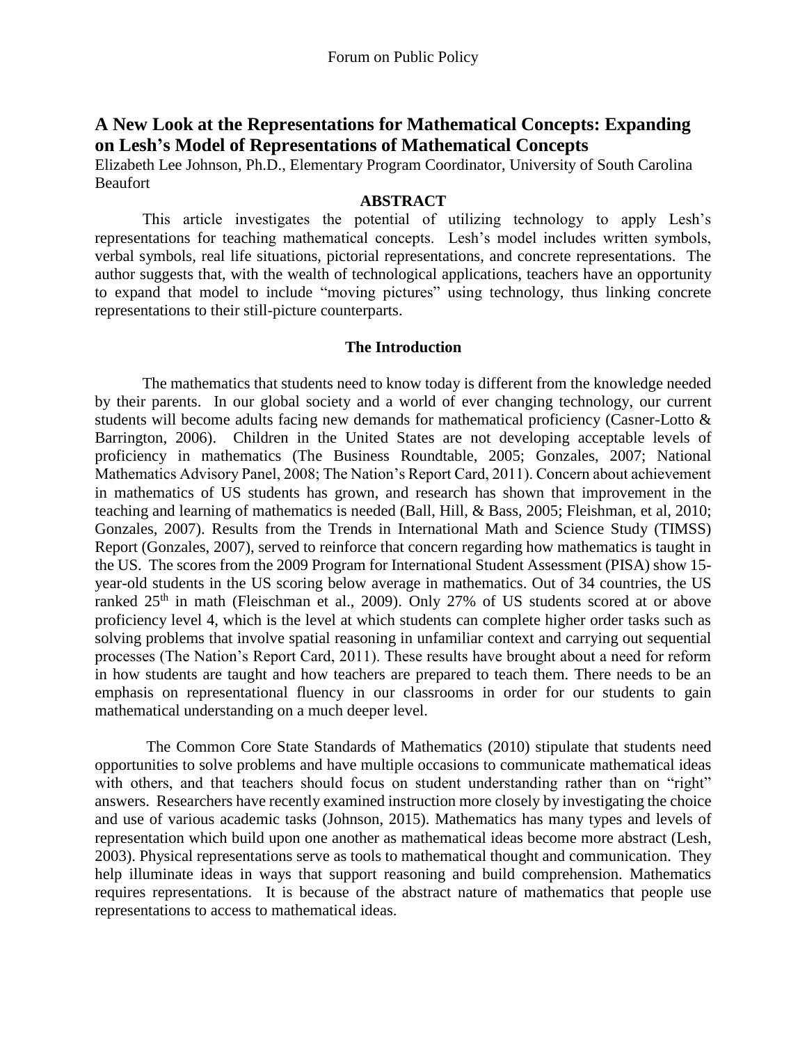# A New Look at the Representations for Mathematical Concepts: Expanding on Lesh's Model of Representations of Mathematical Concepts

Elizabeth Lee Johnson, Ph.D., Elementary Program Coordinator, University of South Carolina Beaufort

## ABSTRACT

This article investigates the potential of utilizing technology to apply Lesh's representations for teaching mathematical concepts. Lesh's model includes written symbols, verbal symbols, real life situations, pictorial representations, and concrete representations. The author suggests that, with the wealth of technological applications, teachers have an opportunity to expand that model to include "moving pictures" using technology, thus linking concrete representations to their still-picture counterparts.

## The Introduction

The mathematics that students need to know today is different from the knowledge needed by their parents. In our global society and a world of ever changing technology, our current students will become adults facing new demands for mathematical proficiency (Casner-Lotto & Barrington, 2006). Children in the United States are not developing acceptable levels of proficiency in mathematics (The Business Roundtable, 2005; Gonzales, 2007; National Mathematics Advisory Panel, 2008; The Nation's Report Card, 2011). Concern about achievement in mathematics of US students has grown, and research has shown that improvement in the teaching and learning of mathematics is needed (Ball, Hill, & Bass, 2005; Fleishman, et al, 2010; Gonzales, 2007). Results from the Trends in International Math and Science Study (TIMSS) Report (Gonzales, 2007), served to reinforce that concern regarding how mathematics is taught in the US. The scores from the 2009 Program for International Student Assessment (PISA) show 15-year-old students in the US scoring below average in mathematics. Out of 34 countries, the US ranked 25th in math (Fleischman et al., 2009). Only 27% of US students scored at or above proficiency level 4, which is the level at which students can complete higher order tasks such as solving problems that involve spatial reasoning in unfamiliar context and carrying out sequential processes (The Nation's Report Card, 2011). These results have brought about a need for reform in how students are taught and how teachers are prepared to teach them. There needs to be an emphasis on representational fluency in our classrooms in order for our students to gain mathematical understanding on a much deeper level.

The Common Core State Standards of Mathematics (2010) stipulate that students need opportunities to solve problems and have multiple occasions to communicate mathematical ideas with others, and that teachers should focus on student understanding rather than on "right" answers. Researchers have recently examined instruction more closely by investigating the choice and use of various academic tasks (Johnson, 2015). Mathematics has many types and levels of representation which build upon one another as mathematical ideas become more abstract (Lesh, 2003). Physical representations serve as tools to mathematical thought and communication. They help illuminate ideas in ways that support reasoning and build comprehension. Mathematics requires representations. It is because of the abstract nature of mathematics that people use representations to access to mathematical ideas.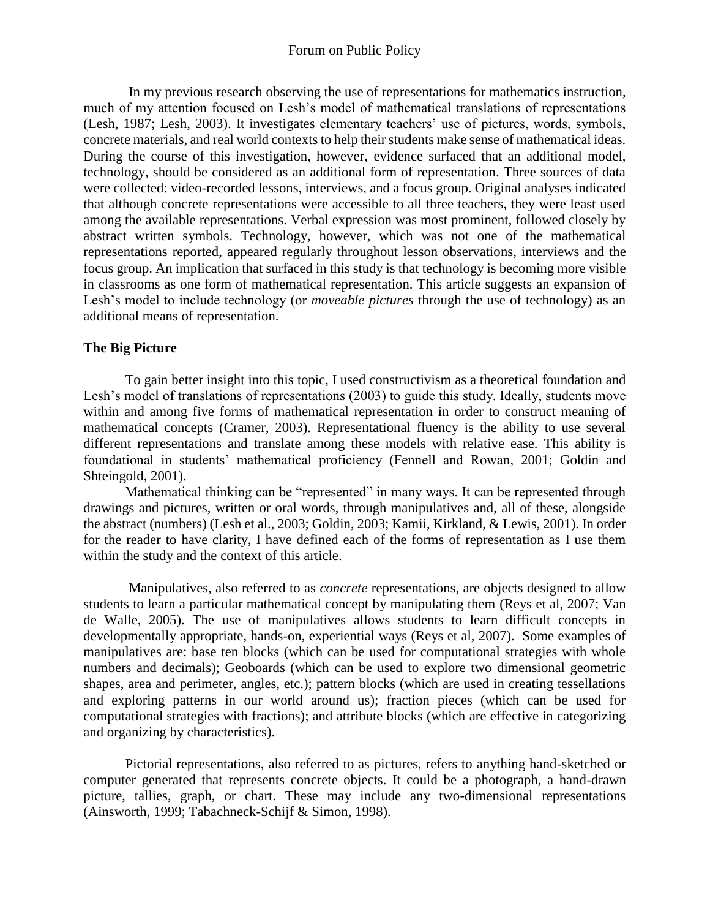In my previous research observing the use of representations for mathematics instruction, much of my attention focused on Lesh's model of mathematical translations of representations (Lesh, 1987; Lesh, 2003). It investigates elementary teachers' use of pictures, words, symbols, concrete materials, and real world contexts to help their students make sense of mathematical ideas. During the course of this investigation, however, evidence surfaced that an additional model, technology, should be considered as an additional form of representation. Three sources of data were collected: video-recorded lessons, interviews, and a focus group. Original analyses indicated that although concrete representations were accessible to all three teachers, they were least used among the available representations. Verbal expression was most prominent, followed closely by abstract written symbols. Technology, however, which was not one of the mathematical representations reported, appeared regularly throughout lesson observations, interviews and the focus group. An implication that surfaced in this study is that technology is becoming more visible in classrooms as one form of mathematical representation. This article suggests an expansion of Lesh's model to include technology (or *moveable pictures* through the use of technology) as an additional means of representation.

**The Big Picture**

To gain better insight into this topic, I used constructivism as a theoretical foundation and Lesh's model of translations of representations (2003) to guide this study. Ideally, students move within and among five forms of mathematical representation in order to construct meaning of mathematical concepts (Cramer, 2003). Representational fluency is the ability to use several different representations and translate among these models with relative ease. This ability is foundational in students' mathematical proficiency (Fennell and Rowan, 2001; Goldin and Shteingold, 2001).

Mathematical thinking can be "represented" in many ways. It can be represented through drawings and pictures, written or oral words, through manipulatives and, all of these, alongside the abstract (numbers) (Lesh et al., 2003; Goldin, 2003; Kamii, Kirkland, & Lewis, 2001). In order for the reader to have clarity, I have defined each of the forms of representation as I use them within the study and the context of this article.

Manipulatives, also referred to as *concrete* representations, are objects designed to allow students to learn a particular mathematical concept by manipulating them (Reys et al, 2007; Van de Walle, 2005). The use of manipulatives allows students to learn difficult concepts in developmentally appropriate, hands-on, experiential ways (Reys et al, 2007). Some examples of manipulatives are: base ten blocks (which can be used for computational strategies with whole numbers and decimals); Geoboards (which can be used to explore two dimensional geometric shapes, area and perimeter, angles, etc.); pattern blocks (which are used in creating tessellations and exploring patterns in our world around us); fraction pieces (which can be used for computational strategies with fractions); and attribute blocks (which are effective in categorizing and organizing by characteristics).

Pictorial representations, also referred to as pictures, refers to anything hand-sketched or computer generated that represents concrete objects. It could be a photograph, a hand-drawn picture, tallies, graph, or chart. These may include any two-dimensional representations (Ainsworth, 1999; Tabachneck-Schijf & Simon, 1998).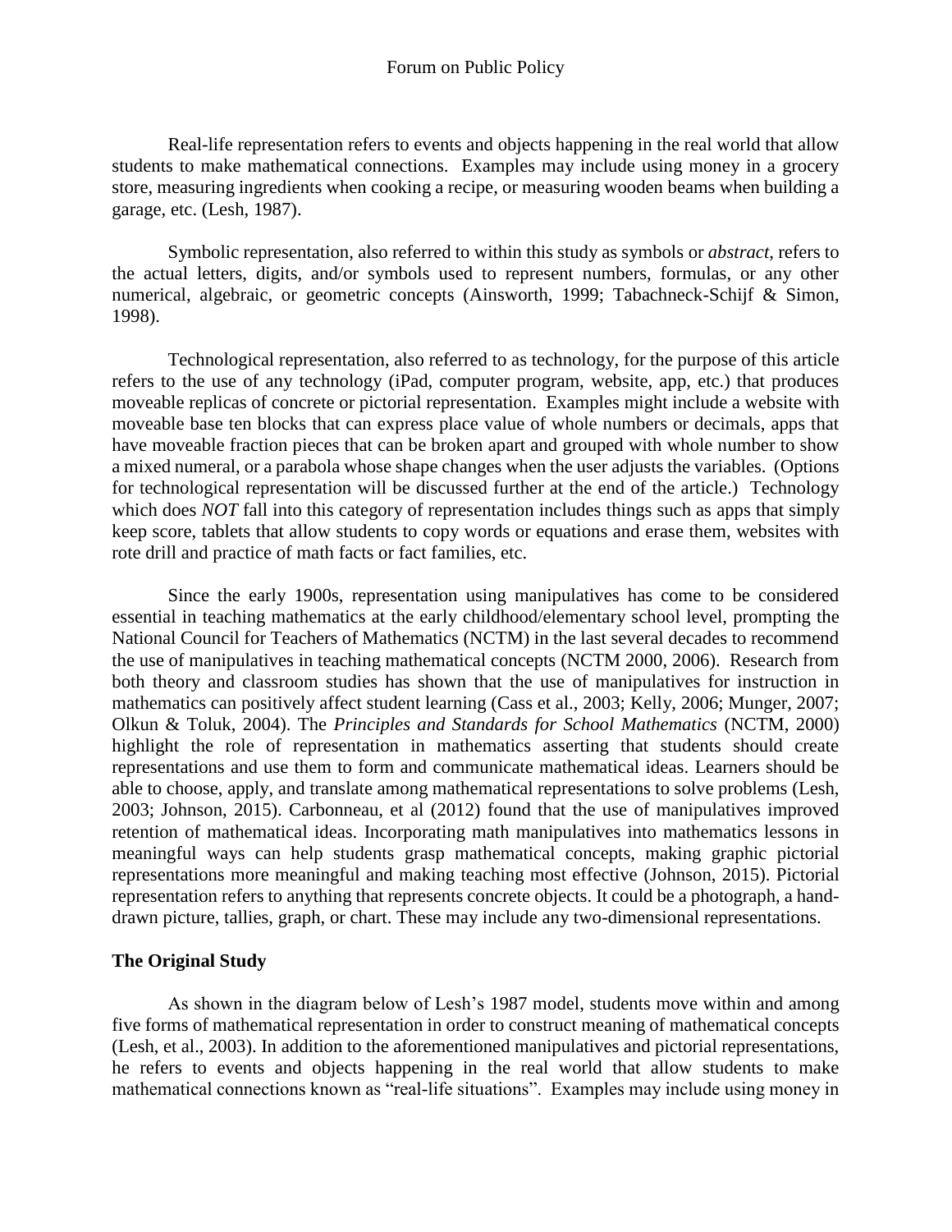Real-life representation refers to events and objects happening in the real world that allow students to make mathematical connections. Examples may include using money in a grocery store, measuring ingredients when cooking a recipe, or measuring wooden beams when building a garage, etc. (Lesh, 1987).

Symbolic representation, also referred to within this study as symbols or *abstract*, refers to the actual letters, digits, and/or symbols used to represent numbers, formulas, or any other numerical, algebraic, or geometric concepts (Ainsworth, 1999; Tabachneck-Schijf & Simon, 1998).

Technological representation, also referred to as technology, for the purpose of this article refers to the use of any technology (iPad, computer program, website, app, etc.) that produces moveable replicas of concrete or pictorial representation. Examples might include a website with moveable base ten blocks that can express place value of whole numbers or decimals, apps that have moveable fraction pieces that can be broken apart and grouped with whole number to show a mixed numeral, or a parabola whose shape changes when the user adjusts the variables. (Options for technological representation will be discussed further at the end of the article.) Technology which does *NOT* fall into this category of representation includes things such as apps that simply keep score, tablets that allow students to copy words or equations and erase them, websites with rote drill and practice of math facts or fact families, etc.

Since the early 1900s, representation using manipulatives has come to be considered essential in teaching mathematics at the early childhood/elementary school level, prompting the National Council for Teachers of Mathematics (NCTM) in the last several decades to recommend the use of manipulatives in teaching mathematical concepts (NCTM 2000, 2006). Research from both theory and classroom studies has shown that the use of manipulatives for instruction in mathematics can positively affect student learning (Cass et al., 2003; Kelly, 2006; Munger, 2007; Olkun & Toluk, 2004). The *Principles and Standards for School Mathematics* (NCTM, 2000) highlight the role of representation in mathematics asserting that students should create representations and use them to form and communicate mathematical ideas. Learners should be able to choose, apply, and translate among mathematical representations to solve problems (Lesh, 2003; Johnson, 2015). Carbonneau, et al (2012) found that the use of manipulatives improved retention of mathematical ideas. Incorporating math manipulatives into mathematics lessons in meaningful ways can help students grasp mathematical concepts, making graphic pictorial representations more meaningful and making teaching most effective (Johnson, 2015). Pictorial representation refers to anything that represents concrete objects. It could be a photograph, a hand-drawn picture, tallies, graph, or chart. These may include any two-dimensional representations.

**The Original Study**

As shown in the diagram below of Lesh's 1987 model, students move within and among five forms of mathematical representation in order to construct meaning of mathematical concepts (Lesh, et al., 2003). In addition to the aforementioned manipulatives and pictorial representations, he refers to events and objects happening in the real world that allow students to make mathematical connections known as "real-life situations". Examples may include using money in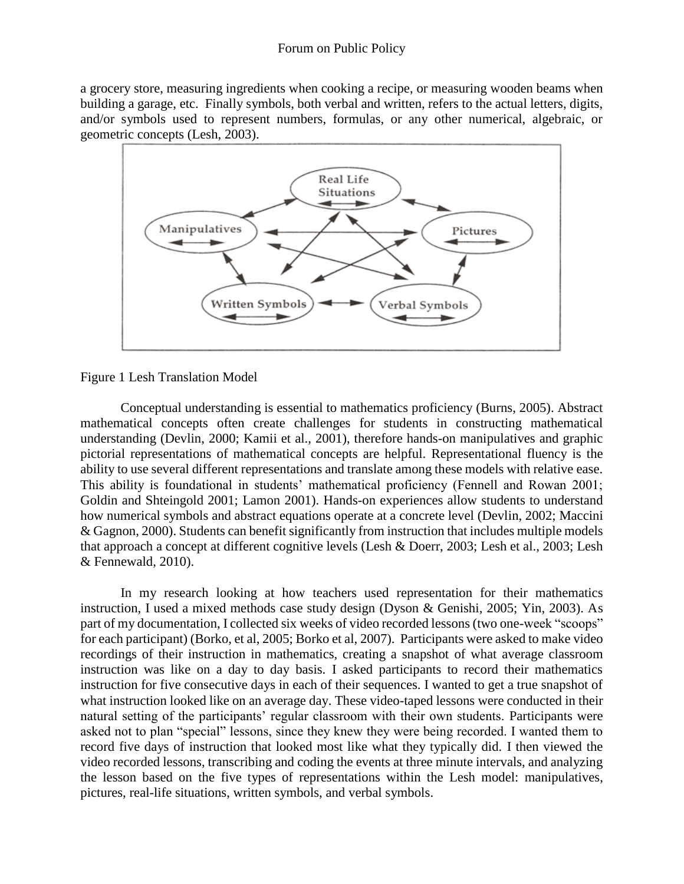a grocery store, measuring ingredients when cooking a recipe, or measuring wooden beams when building a garage, etc. Finally symbols, both verbal and written, refers to the actual letters, digits, and/or symbols used to represent numbers, formulas, or any other numerical, algebraic, or geometric concepts (Lesh, 2003).

Figure 1 Lesh Translation Model

Conceptual understanding is essential to mathematics proficiency (Burns, 2005). Abstract mathematical concepts often create challenges for students in constructing mathematical understanding (Devlin, 2000; Kamii et al., 2001), therefore hands-on manipulatives and graphic pictorial representations of mathematical concepts are helpful. Representational fluency is the ability to use several different representations and translate among these models with relative ease. This ability is foundational in students' mathematical proficiency (Fennell and Rowan 2001; Goldin and Shteingold 2001; Lamon 2001). Hands-on experiences allow students to understand how numerical symbols and abstract equations operate at a concrete level (Devlin, 2002; Maccini & Gagnon, 2000). Students can benefit significantly from instruction that includes multiple models that approach a concept at different cognitive levels (Lesh & Doerr, 2003; Lesh et al., 2003; Lesh & Fennewald, 2010).

In my research looking at how teachers used representation for their mathematics instruction, I used a mixed methods case study design (Dyson & Genishi, 2005; Yin, 2003). As part of my documentation, I collected six weeks of video recorded lessons (two one-week "scoops" for each participant) (Borko, et al, 2005; Borko et al, 2007). Participants were asked to make video recordings of their instruction in mathematics, creating a snapshot of what average classroom instruction was like on a day to day basis. I asked participants to record their mathematics instruction for five consecutive days in each of their sequences. I wanted to get a true snapshot of what instruction looked like on an average day. These video-taped lessons were conducted in their natural setting of the participants' regular classroom with their own students. Participants were asked not to plan "special" lessons, since they knew they were being recorded. I wanted them to record five days of instruction that looked most like what they typically did. I then viewed the video recorded lessons, transcribing and coding the events at three minute intervals, and analyzing the lesson based on the five types of representations within the Lesh model: manipulatives, pictures, real-life situations, written symbols, and verbal symbols.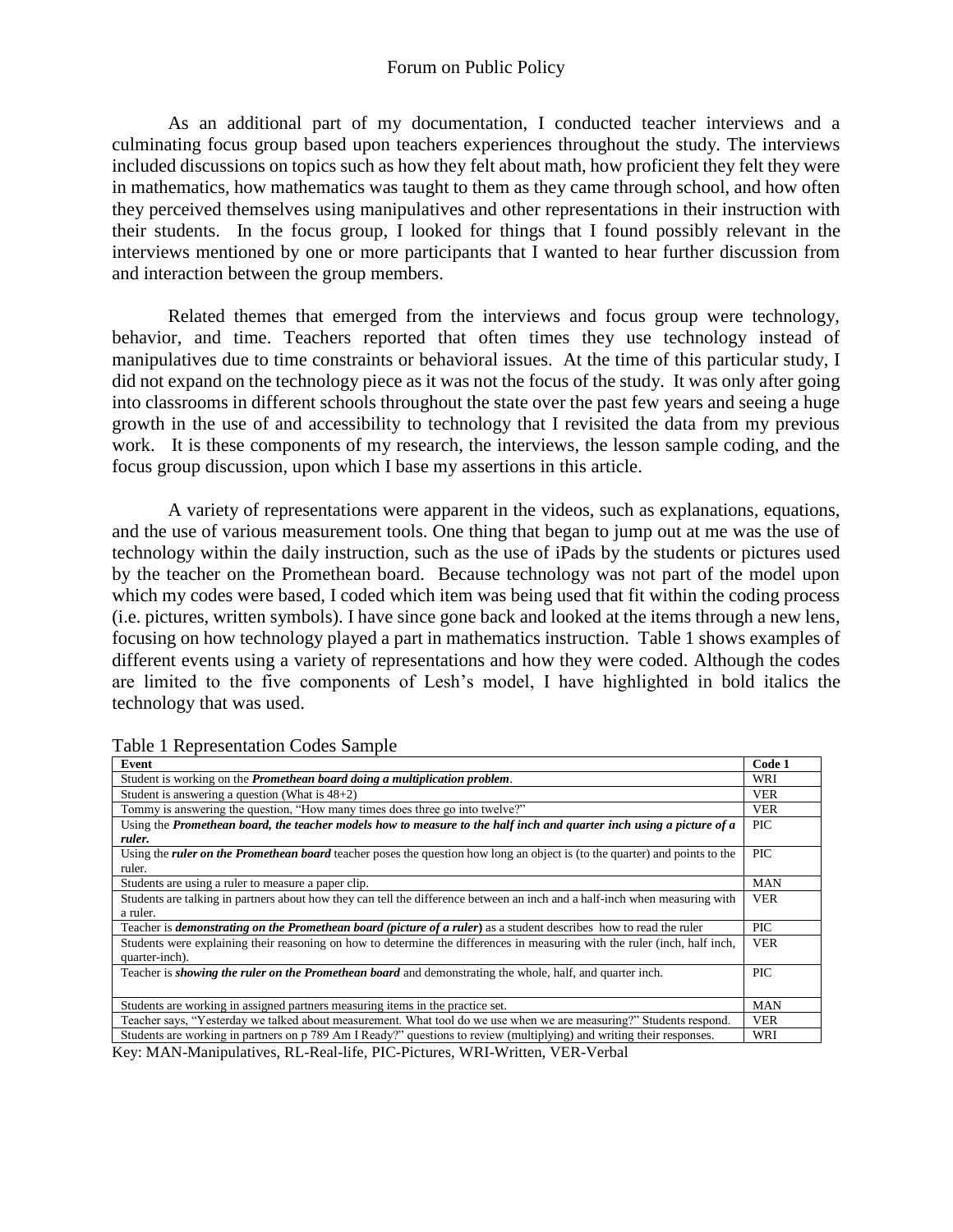As an additional part of my documentation, I conducted teacher interviews and a culminating focus group based upon teachers experiences throughout the study. The interviews included discussions on topics such as how they felt about math, how proficient they felt they were in mathematics, how mathematics was taught to them as they came through school, and how often they perceived themselves using manipulatives and other representations in their instruction with their students. In the focus group, I looked for things that I found possibly relevant in the interviews mentioned by one or more participants that I wanted to hear further discussion from and interaction between the group members.

Related themes that emerged from the interviews and focus group were technology, behavior, and time. Teachers reported that often times they use technology instead of manipulatives due to time constraints or behavioral issues. At the time of this particular study, I did not expand on the technology piece as it was not the focus of the study. It was only after going into classrooms in different schools throughout the state over the past few years and seeing a huge growth in the use of and accessibility to technology that I revisited the data from my previous work. It is these components of my research, the interviews, the lesson sample coding, and the focus group discussion, upon which I base my assertions in this article.

A variety of representations were apparent in the videos, such as explanations, equations, and the use of various measurement tools. One thing that began to jump out at me was the use of technology within the daily instruction, such as the use of iPads by the students or pictures used by the teacher on the Promethean board. Because technology was not part of the model upon which my codes were based, I coded which item was being used that fit within the coding process (i.e. pictures, written symbols). I have since gone back and looked at the items through a new lens, focusing on how technology played a part in mathematics instruction. Table 1 shows examples of different events using a variety of representations and how they were coded. Although the codes are limited to the five components of Lesh's model, I have highlighted in bold italics the technology that was used.

Table 1 Representation Codes Sample

| Event | Code 1 |
|---|---|
| Student is working on the ***Promethean board doing a multiplication problem***. | WRI |
| Student is answering a question (What is 48+2) | VER |
| Tommy is answering the question, "How many times does three go into twelve?" | VER |
| Using the ***Promethean board, the teacher models how to measure to the half inch and quarter inch using a picture of a ruler.*** | PIC |
| Using the ***ruler on the Promethean board*** teacher poses the question how long an object is (to the quarter) and points to the ruler. | PIC |
| Students are using a ruler to measure a paper clip. | MAN |
| Students are talking in partners about how they can tell the difference between an inch and a half-inch when measuring with a ruler. | VER |
| Teacher is ***demonstrating on the Promethean board (picture of a ruler)*** as a student describes how to read the ruler | PIC |
| Students were explaining their reasoning on how to determine the differences in measuring with the ruler (inch, half inch, quarter-inch). | VER |
| Teacher is ***showing the ruler on the Promethean board*** and demonstrating the whole, half, and quarter inch. | PIC |
| Students are working in assigned partners measuring items in the practice set. | MAN |
| Teacher says, "Yesterday we talked about measurement. What tool do we use when we are measuring?" Students respond. | VER |
| Students are working in partners on p 789 Am I Ready?" questions to review (multiplying) and writing their responses. | WRI |

Key: MAN-Manipulatives, RL-Real-life, PIC-Pictures, WRI-Written, VER-Verbal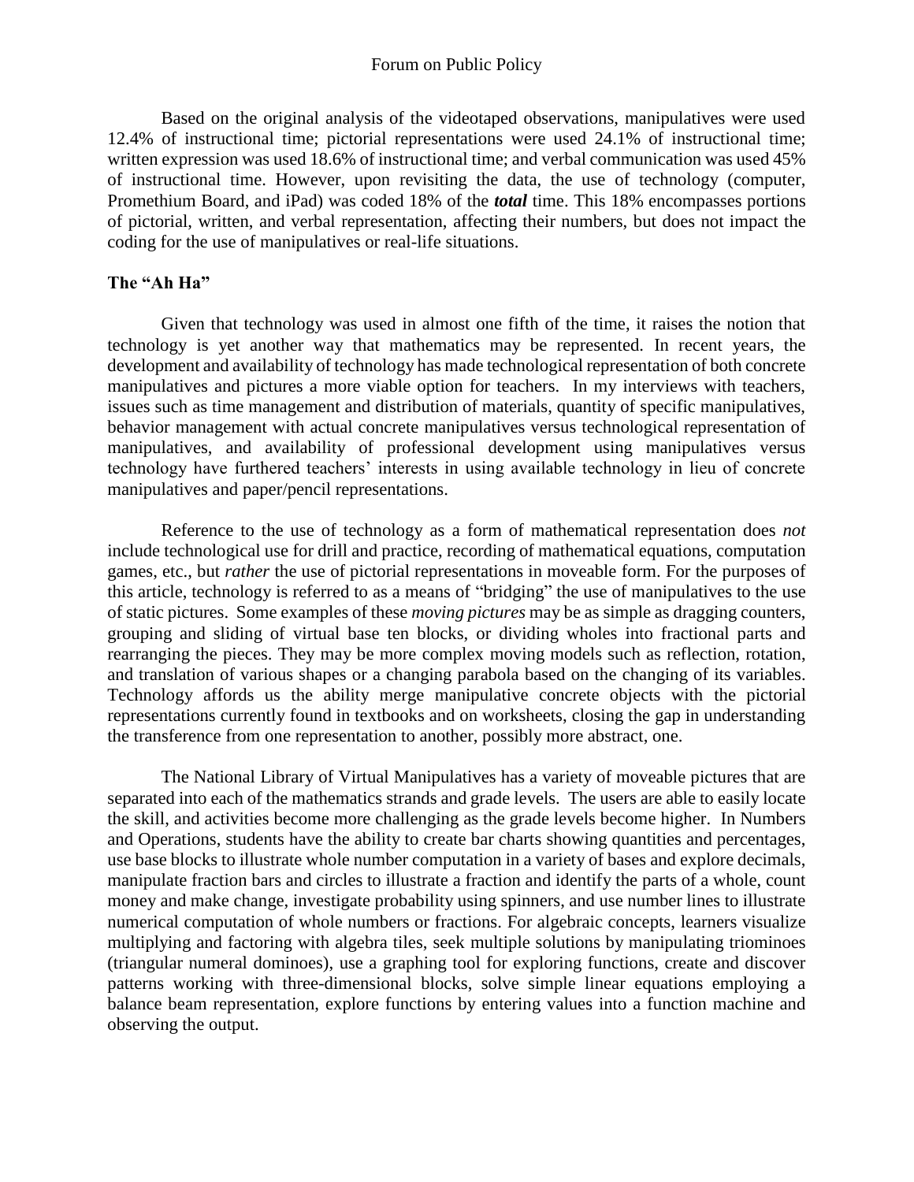Based on the original analysis of the videotaped observations, manipulatives were used 12.4% of instructional time; pictorial representations were used 24.1% of instructional time; written expression was used 18.6% of instructional time; and verbal communication was used 45% of instructional time. However, upon revisiting the data, the use of technology (computer, Promethium Board, and iPad) was coded 18% of the ***total*** time. This 18% encompasses portions of pictorial, written, and verbal representation, affecting their numbers, but does not impact the coding for the use of manipulatives or real-life situations.

**The "Ah Ha"**

Given that technology was used in almost one fifth of the time, it raises the notion that technology is yet another way that mathematics may be represented. In recent years, the development and availability of technology has made technological representation of both concrete manipulatives and pictures a more viable option for teachers. In my interviews with teachers, issues such as time management and distribution of materials, quantity of specific manipulatives, behavior management with actual concrete manipulatives versus technological representation of manipulatives, and availability of professional development using manipulatives versus technology have furthered teachers' interests in using available technology in lieu of concrete manipulatives and paper/pencil representations.

Reference to the use of technology as a form of mathematical representation does *not* include technological use for drill and practice, recording of mathematical equations, computation games, etc., but *rather* the use of pictorial representations in moveable form. For the purposes of this article, technology is referred to as a means of "bridging" the use of manipulatives to the use of static pictures. Some examples of these *moving pictures* may be as simple as dragging counters, grouping and sliding of virtual base ten blocks, or dividing wholes into fractional parts and rearranging the pieces. They may be more complex moving models such as reflection, rotation, and translation of various shapes or a changing parabola based on the changing of its variables. Technology affords us the ability merge manipulative concrete objects with the pictorial representations currently found in textbooks and on worksheets, closing the gap in understanding the transference from one representation to another, possibly more abstract, one.

The National Library of Virtual Manipulatives has a variety of moveable pictures that are separated into each of the mathematics strands and grade levels. The users are able to easily locate the skill, and activities become more challenging as the grade levels become higher. In Numbers and Operations, students have the ability to create bar charts showing quantities and percentages, use base blocks to illustrate whole number computation in a variety of bases and explore decimals, manipulate fraction bars and circles to illustrate a fraction and identify the parts of a whole, count money and make change, investigate probability using spinners, and use number lines to illustrate numerical computation of whole numbers or fractions. For algebraic concepts, learners visualize multiplying and factoring with algebra tiles, seek multiple solutions by manipulating triominoes (triangular numeral dominoes), use a graphing tool for exploring functions, create and discover patterns working with three-dimensional blocks, solve simple linear equations employing a balance beam representation, explore functions by entering values into a function machine and observing the output.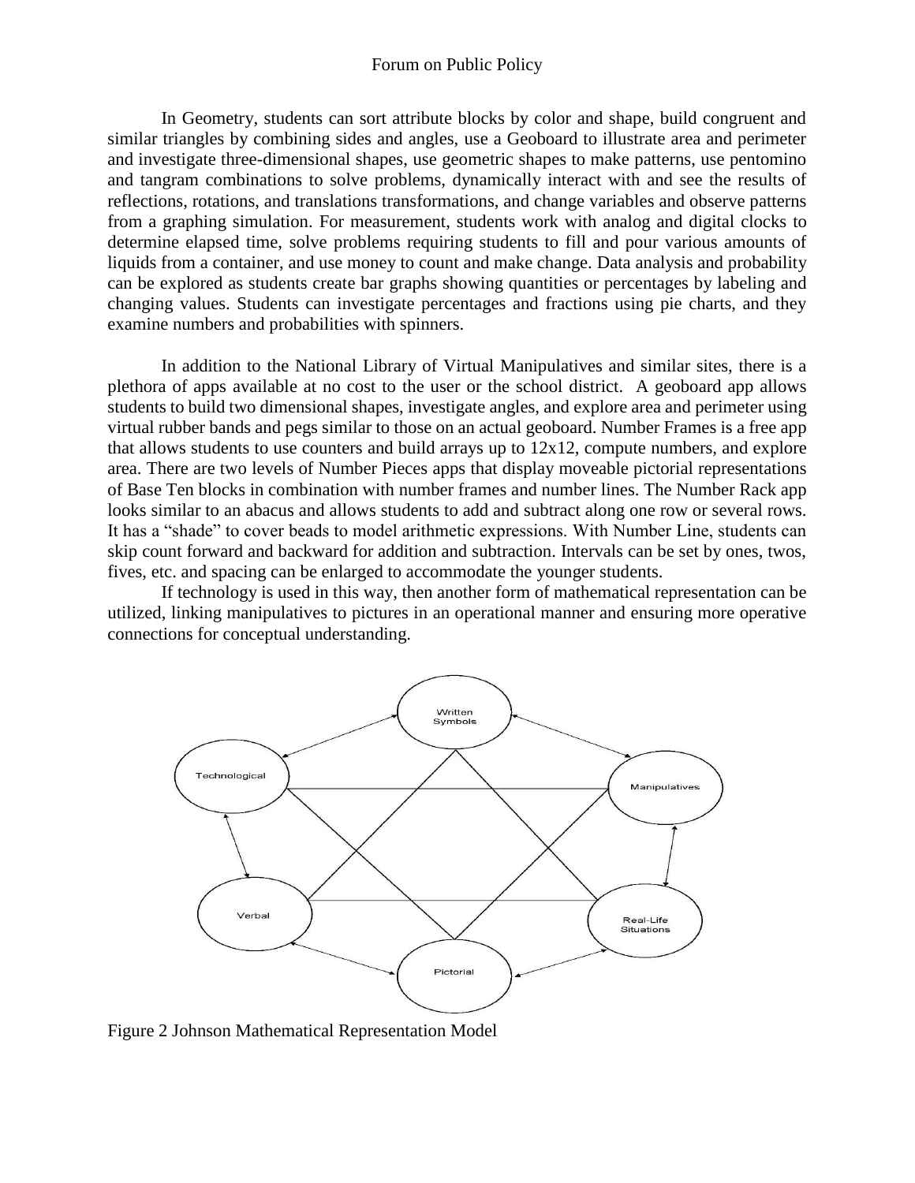In Geometry, students can sort attribute blocks by color and shape, build congruent and similar triangles by combining sides and angles, use a Geoboard to illustrate area and perimeter and investigate three-dimensional shapes, use geometric shapes to make patterns, use pentomino and tangram combinations to solve problems, dynamically interact with and see the results of reflections, rotations, and translations transformations, and change variables and observe patterns from a graphing simulation. For measurement, students work with analog and digital clocks to determine elapsed time, solve problems requiring students to fill and pour various amounts of liquids from a container, and use money to count and make change. Data analysis and probability can be explored as students create bar graphs showing quantities or percentages by labeling and changing values. Students can investigate percentages and fractions using pie charts, and they examine numbers and probabilities with spinners.

In addition to the National Library of Virtual Manipulatives and similar sites, there is a plethora of apps available at no cost to the user or the school district. A geoboard app allows students to build two dimensional shapes, investigate angles, and explore area and perimeter using virtual rubber bands and pegs similar to those on an actual geoboard. Number Frames is a free app that allows students to use counters and build arrays up to 12x12, compute numbers, and explore area. There are two levels of Number Pieces apps that display moveable pictorial representations of Base Ten blocks in combination with number frames and number lines. The Number Rack app looks similar to an abacus and allows students to add and subtract along one row or several rows. It has a "shade" to cover beads to model arithmetic expressions. With Number Line, students can skip count forward and backward for addition and subtraction. Intervals can be set by ones, twos, fives, etc. and spacing can be enlarged to accommodate the younger students.

If technology is used in this way, then another form of mathematical representation can be utilized, linking manipulatives to pictures in an operational manner and ensuring more operative connections for conceptual understanding.

Figure 2 Johnson Mathematical Representation Model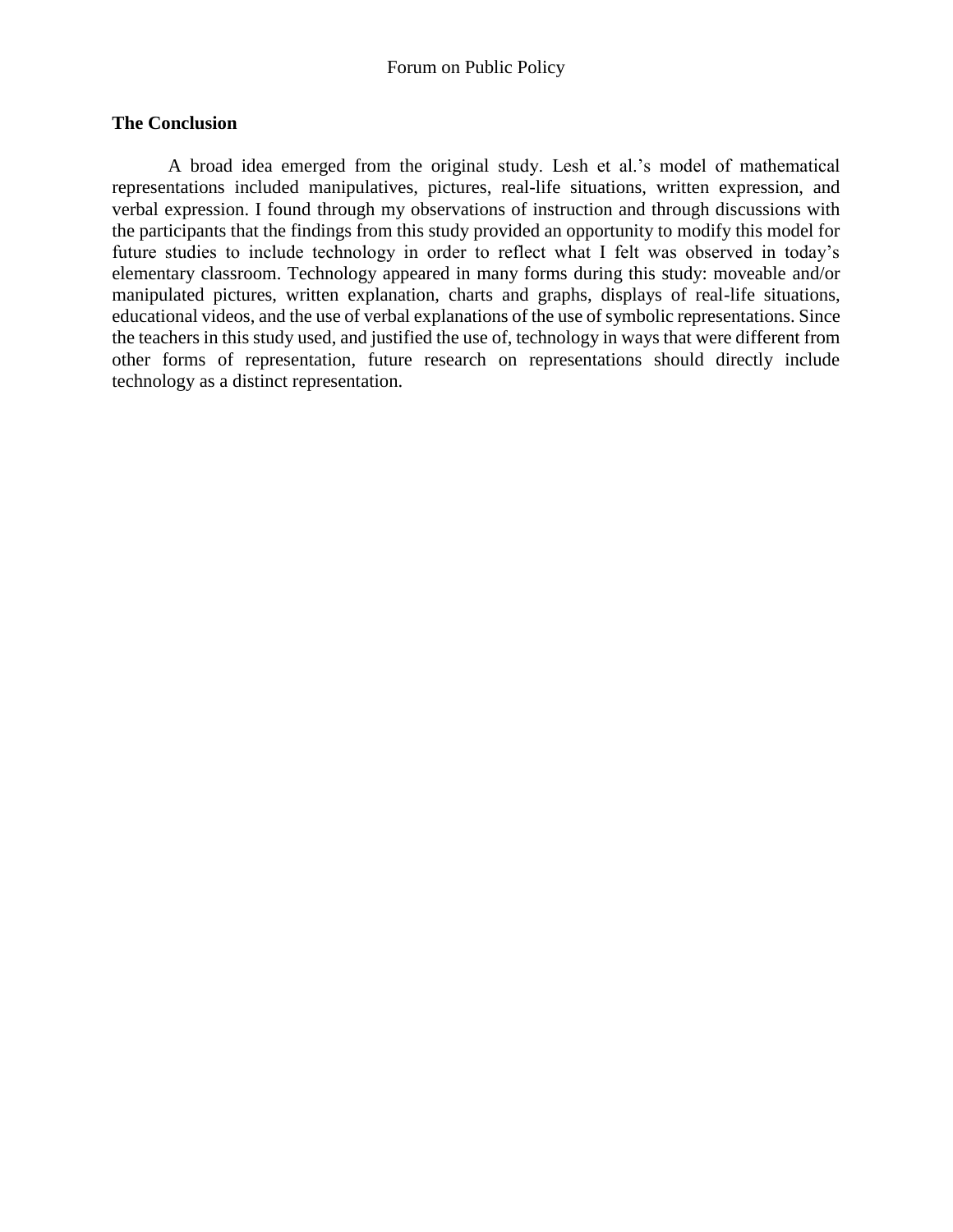## The Conclusion

A broad idea emerged from the original study. Lesh et al.'s model of mathematical representations included manipulatives, pictures, real-life situations, written expression, and verbal expression. I found through my observations of instruction and through discussions with the participants that the findings from this study provided an opportunity to modify this model for future studies to include technology in order to reflect what I felt was observed in today's elementary classroom. Technology appeared in many forms during this study: moveable and/or manipulated pictures, written explanation, charts and graphs, displays of real-life situations, educational videos, and the use of verbal explanations of the use of symbolic representations. Since the teachers in this study used, and justified the use of, technology in ways that were different from other forms of representation, future research on representations should directly include technology as a distinct representation.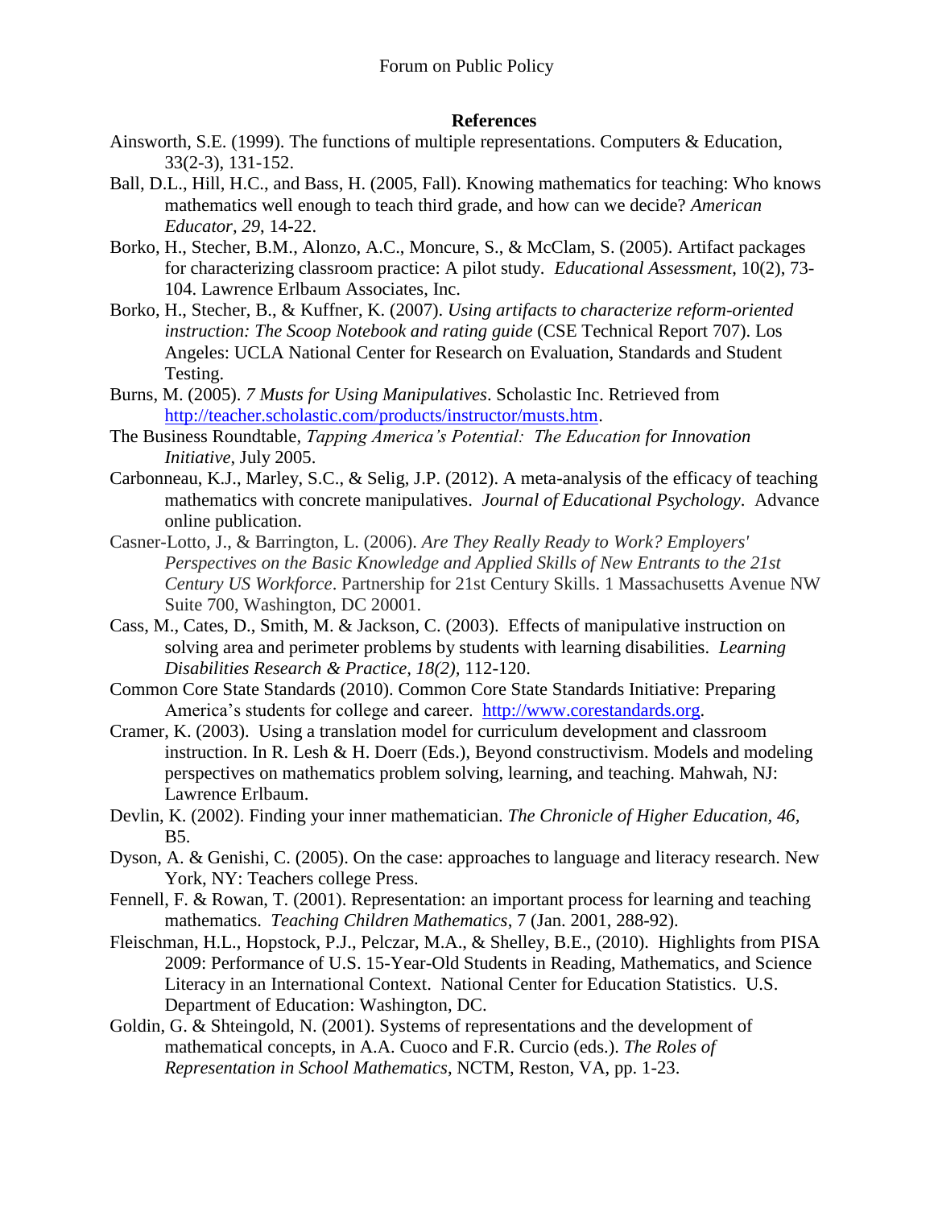## References

Ainsworth, S.E. (1999). The functions of multiple representations. Computers & Education, 33(2-3), 131-152.

Ball, D.L., Hill, H.C., and Bass, H. (2005, Fall). Knowing mathematics for teaching: Who knows mathematics well enough to teach third grade, and how can we decide? *American Educator, 29*, 14-22.

Borko, H., Stecher, B.M., Alonzo, A.C., Moncure, S., & McClam, S. (2005). Artifact packages for characterizing classroom practice: A pilot study. *Educational Assessment*, 10(2), 73-104. Lawrence Erlbaum Associates, Inc.

Borko, H., Stecher, B., & Kuffner, K. (2007). *Using artifacts to characterize reform-oriented instruction: The Scoop Notebook and rating guide* (CSE Technical Report 707). Los Angeles: UCLA National Center for Research on Evaluation, Standards and Student Testing.

Burns, M. (2005). *7 Musts for Using Manipulatives*. Scholastic Inc. Retrieved from http://teacher.scholastic.com/products/instructor/musts.htm.

The Business Roundtable, *Tapping America's Potential: The Education for Innovation Initiative*, July 2005.

Carbonneau, K.J., Marley, S.C., & Selig, J.P. (2012). A meta-analysis of the efficacy of teaching mathematics with concrete manipulatives. *Journal of Educational Psychology*. Advance online publication.

Casner-Lotto, J., & Barrington, L. (2006). *Are They Really Ready to Work? Employers' Perspectives on the Basic Knowledge and Applied Skills of New Entrants to the 21st Century US Workforce*. Partnership for 21st Century Skills. 1 Massachusetts Avenue NW Suite 700, Washington, DC 20001.

Cass, M., Cates, D., Smith, M. & Jackson, C. (2003). Effects of manipulative instruction on solving area and perimeter problems by students with learning disabilities. *Learning Disabilities Research & Practice, 18(2),* 112-120.

Common Core State Standards (2010). Common Core State Standards Initiative: Preparing America's students for college and career. http://www.corestandards.org.

Cramer, K. (2003). Using a translation model for curriculum development and classroom instruction. In R. Lesh & H. Doerr (Eds.), Beyond constructivism. Models and modeling perspectives on mathematics problem solving, learning, and teaching. Mahwah, NJ: Lawrence Erlbaum.

Devlin, K. (2002). Finding your inner mathematician. *The Chronicle of Higher Education, 46,* B5.

Dyson, A. & Genishi, C. (2005). On the case: approaches to language and literacy research. New York, NY: Teachers college Press.

Fennell, F. & Rowan, T. (2001). Representation: an important process for learning and teaching mathematics. *Teaching Children Mathematics*, 7 (Jan. 2001, 288-92).

Fleischman, H.L., Hopstock, P.J., Pelczar, M.A., & Shelley, B.E., (2010). Highlights from PISA 2009: Performance of U.S. 15-Year-Old Students in Reading, Mathematics, and Science Literacy in an International Context. National Center for Education Statistics. U.S. Department of Education: Washington, DC.

Goldin, G. & Shteingold, N. (2001). Systems of representations and the development of mathematical concepts, in A.A. Cuoco and F.R. Curcio (eds.). *The Roles of Representation in School Mathematics*, NCTM, Reston, VA, pp. 1-23.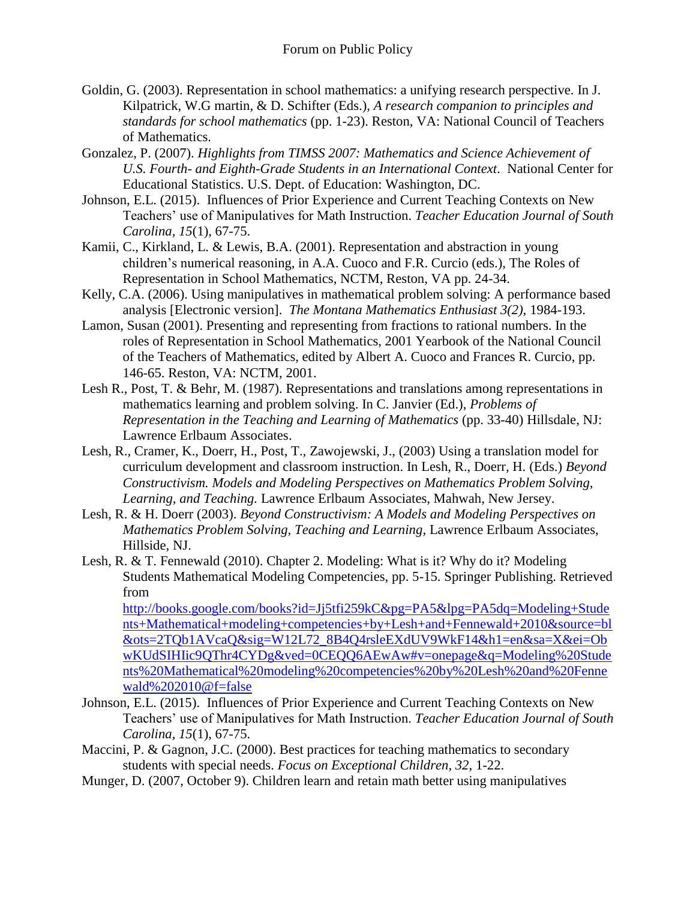Goldin, G. (2003). Representation in school mathematics: a unifying research perspective. In J. Kilpatrick, W.G martin, & D. Schifter (Eds.), *A research companion to principles and standards for school mathematics* (pp. 1-23). Reston, VA: National Council of Teachers of Mathematics.

Gonzalez, P. (2007). *Highlights from TIMSS 2007: Mathematics and Science Achievement of U.S. Fourth- and Eighth-Grade Students in an International Context*. National Center for Educational Statistics. U.S. Dept. of Education: Washington, DC.

Johnson, E.L. (2015). Influences of Prior Experience and Current Teaching Contexts on New Teachers' use of Manipulatives for Math Instruction. *Teacher Education Journal of South Carolina, 15*(1), 67-75.

Kamii, C., Kirkland, L. & Lewis, B.A. (2001). Representation and abstraction in young children's numerical reasoning, in A.A. Cuoco and F.R. Curcio (eds.), The Roles of Representation in School Mathematics, NCTM, Reston, VA pp. 24-34.

Kelly, C.A. (2006). Using manipulatives in mathematical problem solving: A performance based analysis [Electronic version]. *The Montana Mathematics Enthusiast 3(2)*, 1984-193.

Lamon, Susan (2001). Presenting and representing from fractions to rational numbers. In the roles of Representation in School Mathematics, 2001 Yearbook of the National Council of the Teachers of Mathematics, edited by Albert A. Cuoco and Frances R. Curcio, pp. 146-65. Reston, VA: NCTM, 2001.

Lesh R., Post, T. & Behr, M. (1987). Representations and translations among representations in mathematics learning and problem solving. In C. Janvier (Ed.), *Problems of Representation in the Teaching and Learning of Mathematics* (pp. 33-40) Hillsdale, NJ: Lawrence Erlbaum Associates.

Lesh, R., Cramer, K., Doerr, H., Post, T., Zawojewski, J., (2003) Using a translation model for curriculum development and classroom instruction. In Lesh, R., Doerr, H. (Eds.) *Beyond Constructivism. Models and Modeling Perspectives on Mathematics Problem Solving, Learning, and Teaching.* Lawrence Erlbaum Associates, Mahwah, New Jersey.

Lesh, R. & H. Doerr (2003). *Beyond Constructivism: A Models and Modeling Perspectives on Mathematics Problem Solving, Teaching and Learning*, Lawrence Erlbaum Associates, Hillside, NJ.

Lesh, R. & T. Fennewald (2010). Chapter 2. Modeling: What is it? Why do it? Modeling Students Mathematical Modeling Competencies, pp. 5-15. Springer Publishing. Retrieved from http://books.google.com/books?id=Jj5tfi259kC&pg=PA5&lpg=PA5dq=Modeling+Students+Mathematical+modeling+competencies+by+Lesh+and+Fennewald+2010&source=bl&ots=2TQb1AVcaQ&sig=W12L72_8B4Q4rsleEXdUV9WkF14&h1=en&sa=X&ei=ObwKUdSIHIic9QThr4CYDg&ved=0CEQQ6AEwAw#v=onepage&q=Modeling%20Students%20Mathematical%20modeling%20competencies%20by%20Lesh%20and%20Fennewald%202010@f=false

Johnson, E.L. (2015). Influences of Prior Experience and Current Teaching Contexts on New Teachers' use of Manipulatives for Math Instruction. *Teacher Education Journal of South Carolina, 15*(1), 67-75.

Maccini, P. & Gagnon, J.C. (2000). Best practices for teaching mathematics to secondary students with special needs. *Focus on Exceptional Children, 32*, 1-22.

Munger, D. (2007, October 9). Children learn and retain math better using manipulatives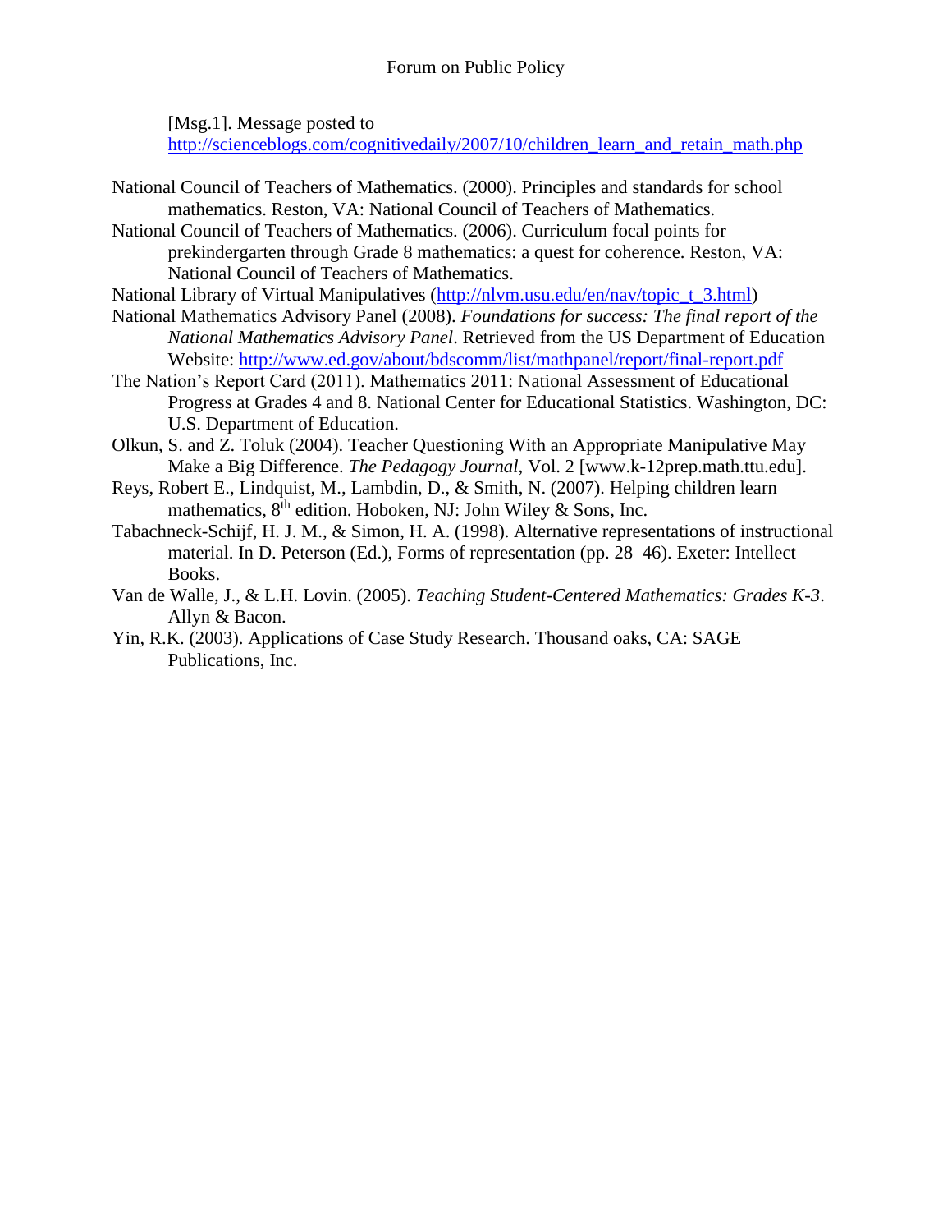[Msg.1]. Message posted to http://scienceblogs.com/cognitivedaily/2007/10/children_learn_and_retain_math.php

National Council of Teachers of Mathematics. (2000). Principles and standards for school mathematics. Reston, VA: National Council of Teachers of Mathematics.

National Council of Teachers of Mathematics. (2006). Curriculum focal points for prekindergarten through Grade 8 mathematics: a quest for coherence. Reston, VA: National Council of Teachers of Mathematics.

National Library of Virtual Manipulatives (http://nlvm.usu.edu/en/nav/topic_t_3.html)

National Mathematics Advisory Panel (2008). *Foundations for success: The final report of the National Mathematics Advisory Panel*. Retrieved from the US Department of Education Website: http://www.ed.gov/about/bdscomm/list/mathpanel/report/final-report.pdf

The Nation's Report Card (2011). Mathematics 2011: National Assessment of Educational Progress at Grades 4 and 8. National Center for Educational Statistics. Washington, DC: U.S. Department of Education.

Olkun, S. and Z. Toluk (2004). Teacher Questioning With an Appropriate Manipulative May Make a Big Difference. *The Pedagogy Journal*, Vol. 2 [www.k-12prep.math.ttu.edu].

Reys, Robert E., Lindquist, M., Lambdin, D., & Smith, N. (2007). Helping children learn mathematics, 8th edition. Hoboken, NJ: John Wiley & Sons, Inc.

Tabachneck-Schijf, H. J. M., & Simon, H. A. (1998). Alternative representations of instructional material. In D. Peterson (Ed.), Forms of representation (pp. 28–46). Exeter: Intellect Books.

Van de Walle, J., & L.H. Lovin. (2005). *Teaching Student-Centered Mathematics: Grades K-3*. Allyn & Bacon.

Yin, R.K. (2003). Applications of Case Study Research. Thousand oaks, CA: SAGE Publications, Inc.